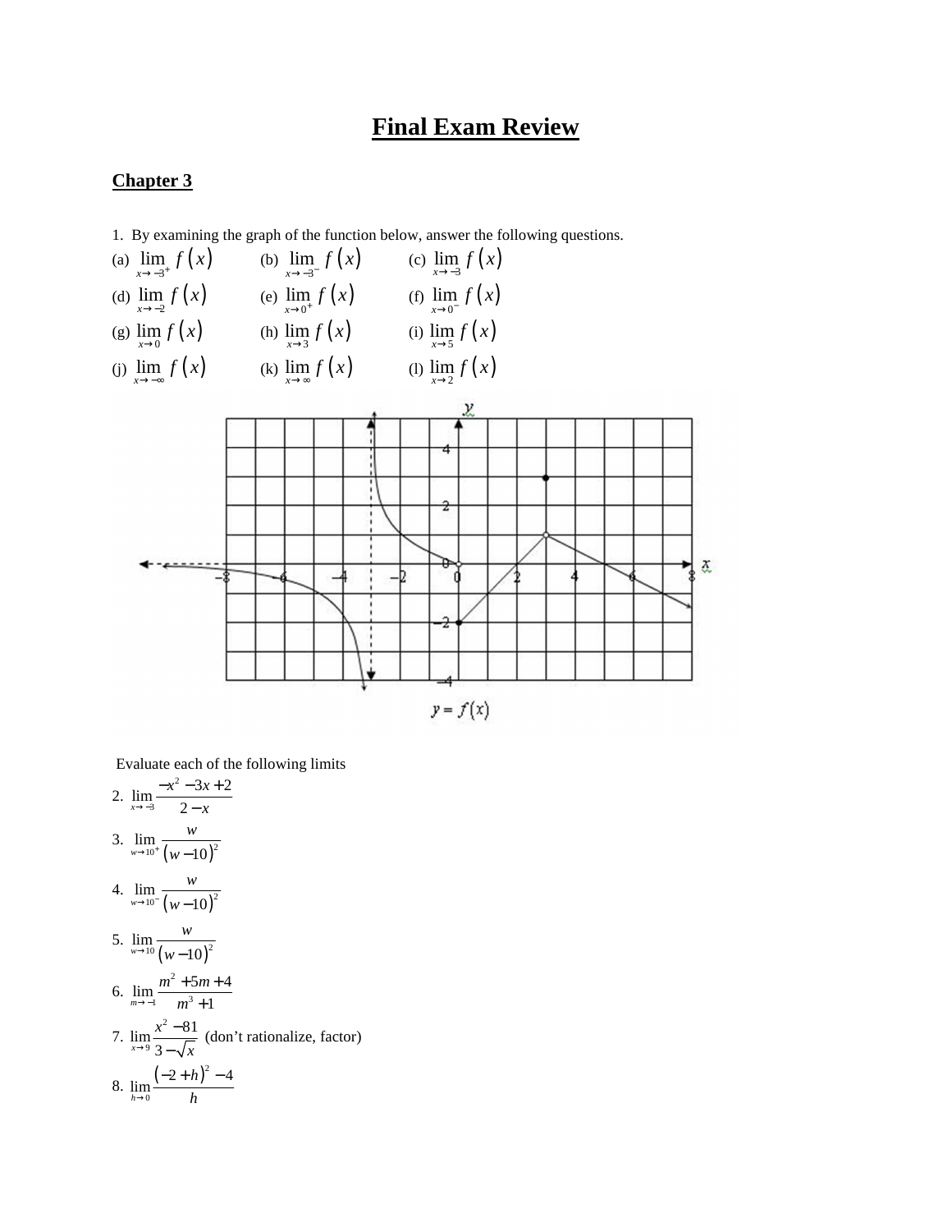# Final Exam Review

## Chapter 3

1. By examining the graph of the function below, answer the following questions.

(a) $\lim_{x \to -3^+} f(x)$ (b) $\lim_{x \to -3^-} f(x)$ (c) $\lim_{x \to -3} f(x)$

(d) $\lim_{x \to -2} f(x)$ (e) $\lim_{x \to 0^+} f(x)$ (f) $\lim_{x \to 0^-} f(x)$

(g) $\lim_{x \to 0} f(x)$ (h) $\lim_{x \to 3} f(x)$ (i) $\lim_{x \to 5} f(x)$

(j) $\lim_{x \to -\infty} f(x)$ (k) $\lim_{x \to \infty} f(x)$ (l) $\lim_{x \to 2} f(x)$

$y = f(x)$

Evaluate each of the following limits

2. $\lim_{x \to -3} \dfrac{-x^2 - 3x + 2}{2 - x}$

3. $\lim_{w \to 10^+} \dfrac{w}{(w-10)^2}$

4. $\lim_{w \to 10^-} \dfrac{w}{(w-10)^2}$

5. $\lim_{w \to 10} \dfrac{w}{(w-10)^2}$

6. $\lim_{m \to -1} \dfrac{m^2 + 5m + 4}{m^3 + 1}$

7. $\lim_{x \to 9} \dfrac{x^2 - 81}{3 - \sqrt{x}}$ (don't rationalize, factor)

8. $\lim_{h \to 0} \dfrac{(-2+h)^2 - 4}{h}$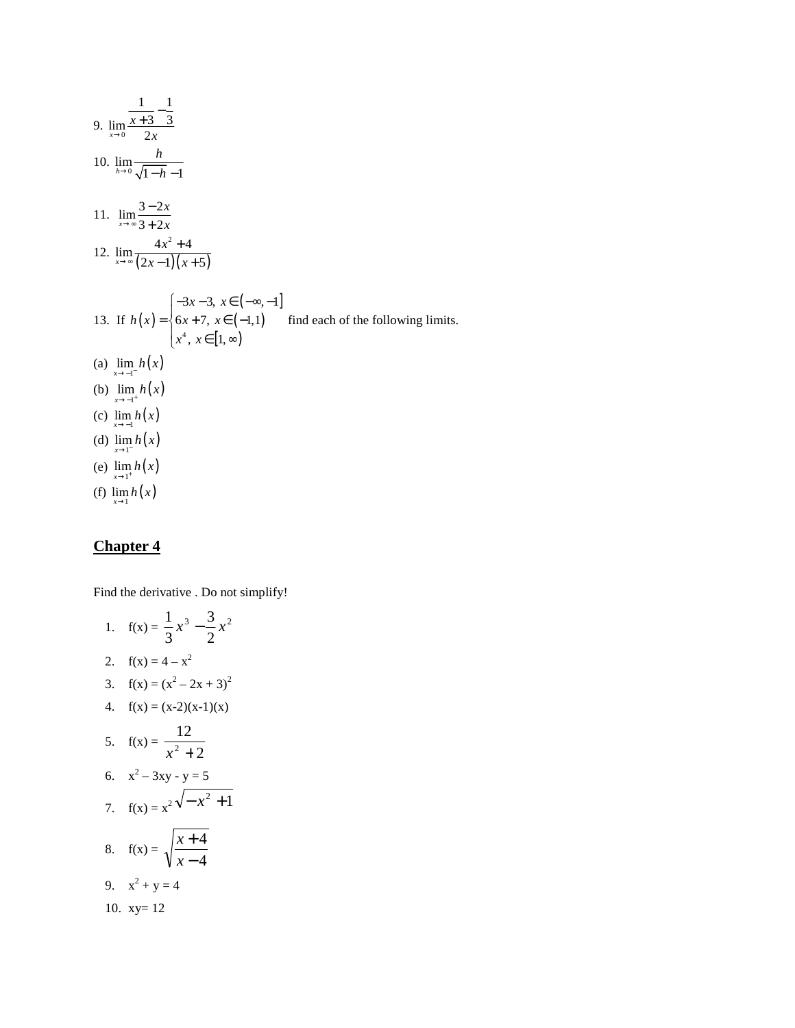9. $\lim_{x \to 0} \dfrac{\dfrac{1}{x+3} - \dfrac{1}{3}}{2x}$

10. $\lim_{h \to 0} \dfrac{h}{\sqrt{1-h} - 1}$

11. $\lim_{x \to \infty} \dfrac{3-2x}{3+2x}$

12. $\lim_{x \to \infty} \dfrac{4x^2 + 4}{(2x-1)(x+5)}$

13. If $h(x) = \begin{cases} -3x-3, & x \in (-\infty, -1] \\ 6x+7, & x \in (-1, 1) \\ x^4, & x \in [1, \infty) \end{cases}$ find each of the following limits.

(a) $\lim_{x \to -1^-} h(x)$

(b) $\lim_{x \to -1^+} h(x)$

(c) $\lim_{x \to -1} h(x)$

(d) $\lim_{x \to 1^-} h(x)$

(e) $\lim_{x \to 1^+} h(x)$

(f) $\lim_{x \to 1} h(x)$

## Chapter 4

Find the derivative . Do not simplify!

1. f(x) = $\frac{1}{3}x^3 - \frac{3}{2}x^2$
2. f(x) = $4 - x^2$
3. f(x) = $(x^2 - 2x + 3)^2$
4. f(x) = $(x-2)(x-1)(x)$
5. f(x) = $\dfrac{12}{x^2 + 2}$
6. $x^2 - 3xy - y = 5$
7. f(x) = $x^2\sqrt{-x^2 + 1}$
8. f(x) = $\sqrt{\dfrac{x+4}{x-4}}$
9. $x^2 + y = 4$
10. $xy = 12$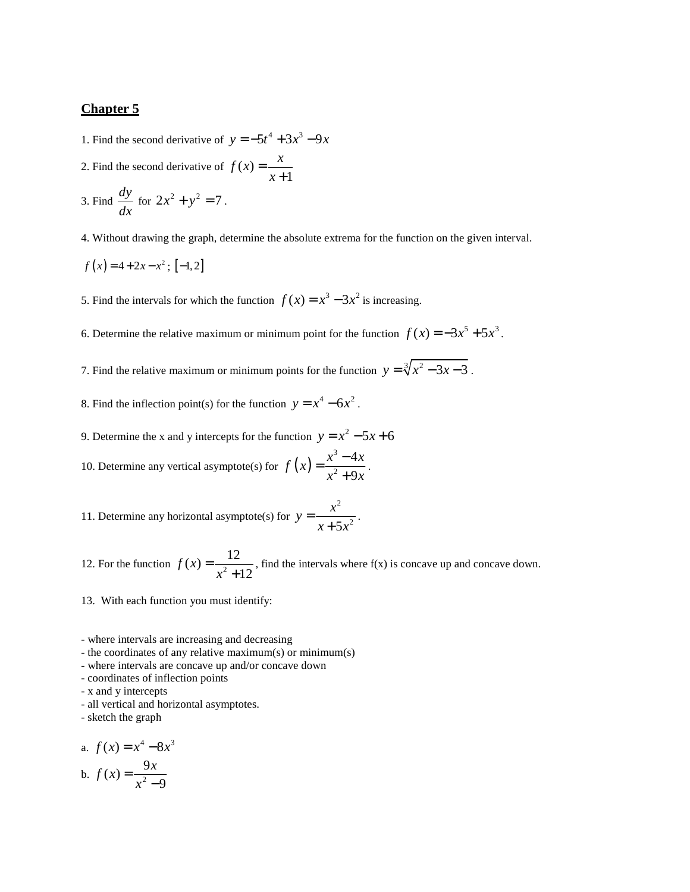## Chapter 5

1. Find the second derivative of $y = -5t^4 + 3x^3 - 9x$

2. Find the second derivative of $f(x) = \dfrac{x}{x+1}$

3. Find $\dfrac{dy}{dx}$ for $2x^2 + y^2 = 7$.

4. Without drawing the graph, determine the absolute extrema for the function on the given interval.

$f(x) = 4 + 2x - x^2$ ; $[-1, 2]$

5. Find the intervals for which the function $f(x) = x^3 - 3x^2$ is increasing.

6. Determine the relative maximum or minimum point for the function $f(x) = -3x^5 + 5x^3$.

7. Find the relative maximum or minimum points for the function $y = \sqrt[3]{x^2 - 3x - 3}$.

8. Find the inflection point(s) for the function $y = x^4 - 6x^2$.

9. Determine the x and y intercepts for the function $y = x^2 - 5x + 6$

10. Determine any vertical asymptote(s) for $f(x) = \dfrac{x^3 - 4x}{x^2 + 9x}$.

11. Determine any horizontal asymptote(s) for $y = \dfrac{x^2}{x + 5x^2}$.

12. For the function $f(x) = \dfrac{12}{x^2 + 12}$, find the intervals where f(x) is concave up and concave down.

13. With each function you must identify:

- where intervals are increasing and decreasing
- the coordinates of any relative maximum(s) or minimum(s)
- where intervals are concave up and/or concave down
- coordinates of inflection points
- x and y intercepts
- all vertical and horizontal asymptotes.
- sketch the graph

a. $f(x) = x^4 - 8x^3$

b. $f(x) = \dfrac{9x}{x^2 - 9}$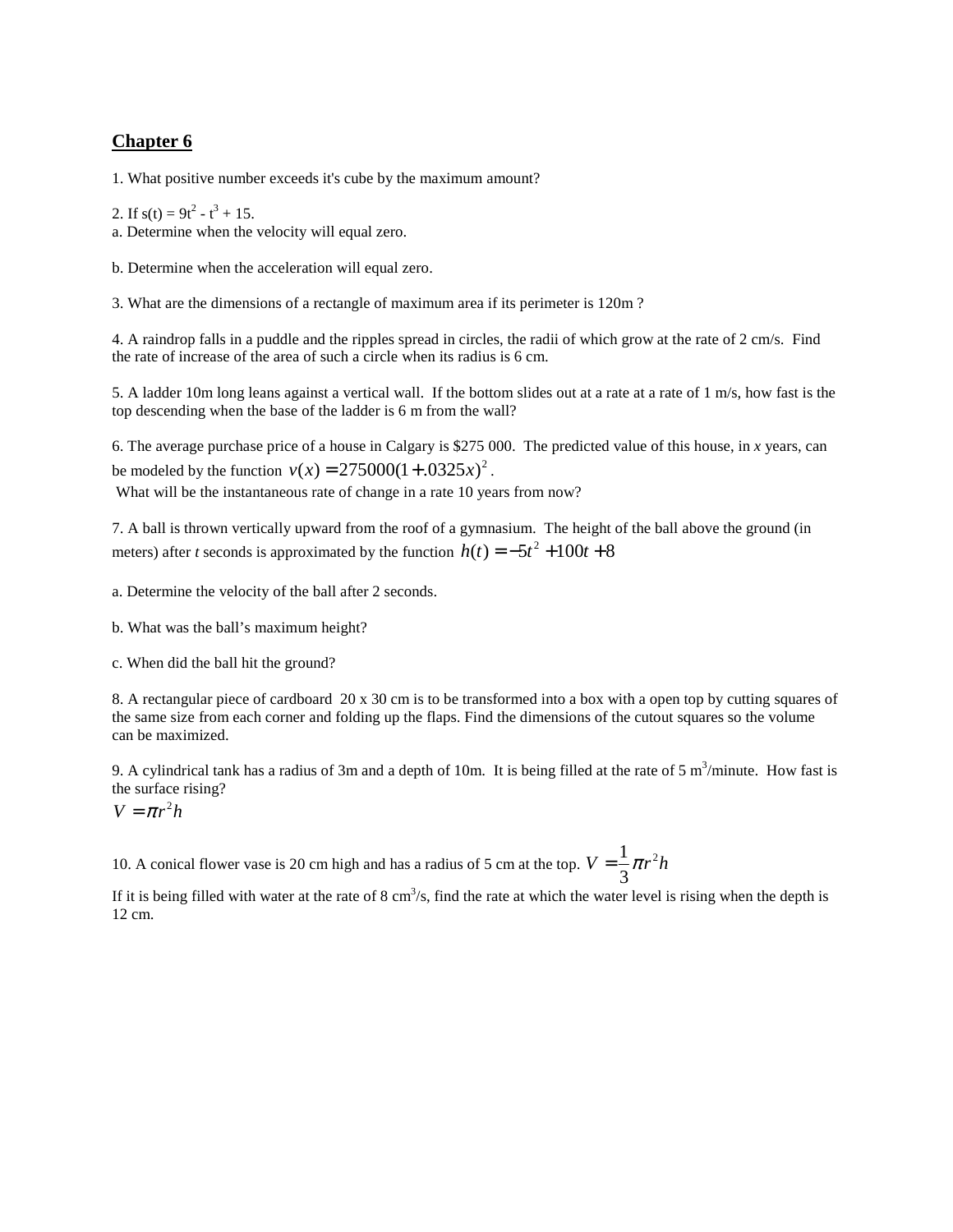## Chapter 6

1. What positive number exceeds it's cube by the maximum amount?

2. If $s(t) = 9t^2 - t^3 + 15$.
a. Determine when the velocity will equal zero.

b. Determine when the acceleration will equal zero.

3. What are the dimensions of a rectangle of maximum area if its perimeter is 120m ?

4. A raindrop falls in a puddle and the ripples spread in circles, the radii of which grow at the rate of 2 cm/s. Find the rate of increase of the area of such a circle when its radius is 6 cm.

5. A ladder 10m long leans against a vertical wall. If the bottom slides out at a rate at a rate of 1 m/s, how fast is the top descending when the base of the ladder is 6 m from the wall?

6. The average purchase price of a house in Calgary is $275 000. The predicted value of this house, in *x* years, can be modeled by the function $v(x) = 275000(1 + .0325x)^2$.
What will be the instantaneous rate of change in a rate 10 years from now?

7. A ball is thrown vertically upward from the roof of a gymnasium. The height of the ball above the ground (in meters) after *t* seconds is approximated by the function $h(t) = -5t^2 + 100t + 8$

a. Determine the velocity of the ball after 2 seconds.

b. What was the ball's maximum height?

c. When did the ball hit the ground?

8. A rectangular piece of cardboard 20 x 30 cm is to be transformed into a box with a open top by cutting squares of the same size from each corner and folding up the flaps. Find the dimensions of the cutout squares so the volume can be maximized.

9. A cylindrical tank has a radius of 3m and a depth of 10m. It is being filled at the rate of 5 $m^3$/minute. How fast is the surface rising?
$V = \pi r^2 h$

10. A conical flower vase is 20 cm high and has a radius of 5 cm at the top. $V = \frac{1}{3}\pi r^2 h$
If it is being filled with water at the rate of 8 $cm^3$/s, find the rate at which the water level is rising when the depth is 12 cm.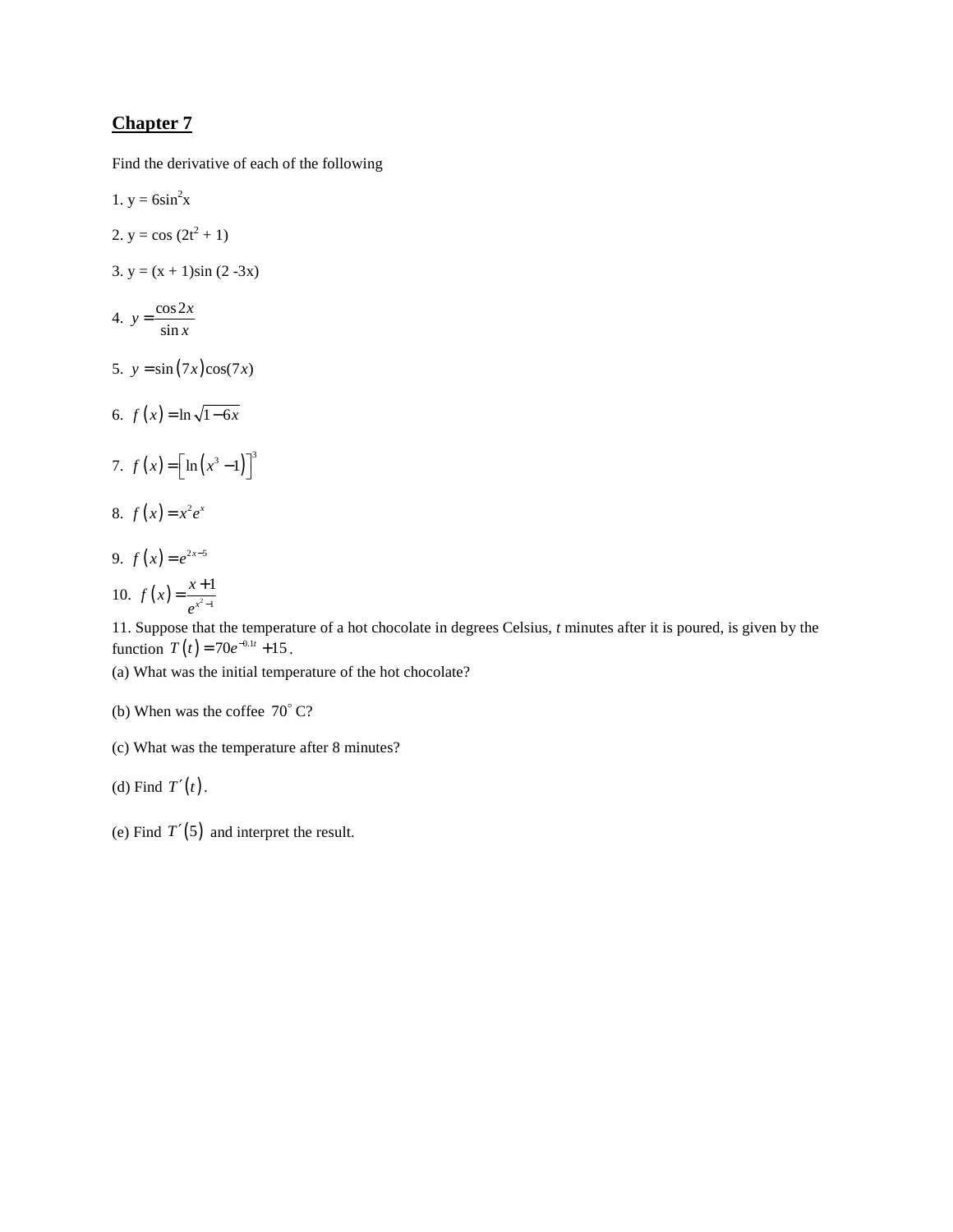## Chapter 7

Find the derivative of each of the following

1. $y = 6\sin^2 x$

2. $y = \cos(2t^2 + 1)$

3. $y = (x + 1)\sin(2 - 3x)$

4. $y = \dfrac{\cos 2x}{\sin x}$

5. $y = \sin(7x)\cos(7x)$

6. $f(x) = \ln\sqrt{1-6x}$

7. $f(x) = \left[\ln\left(x^3 - 1\right)\right]^3$

8. $f(x) = x^2 e^x$

9. $f(x) = e^{2x-5}$

10. $f(x) = \dfrac{x+1}{e^{x^2-1}}$

11. Suppose that the temperature of a hot chocolate in degrees Celsius, *t* minutes after it is poured, is given by the function $T(t) = 70e^{-0.1t} + 15$.

(a) What was the initial temperature of the hot chocolate?

(b) When was the coffee $70^\circ$ C?

(c) What was the temperature after 8 minutes?

(d) Find $T'(t)$.

(e) Find $T'(5)$ and interpret the result.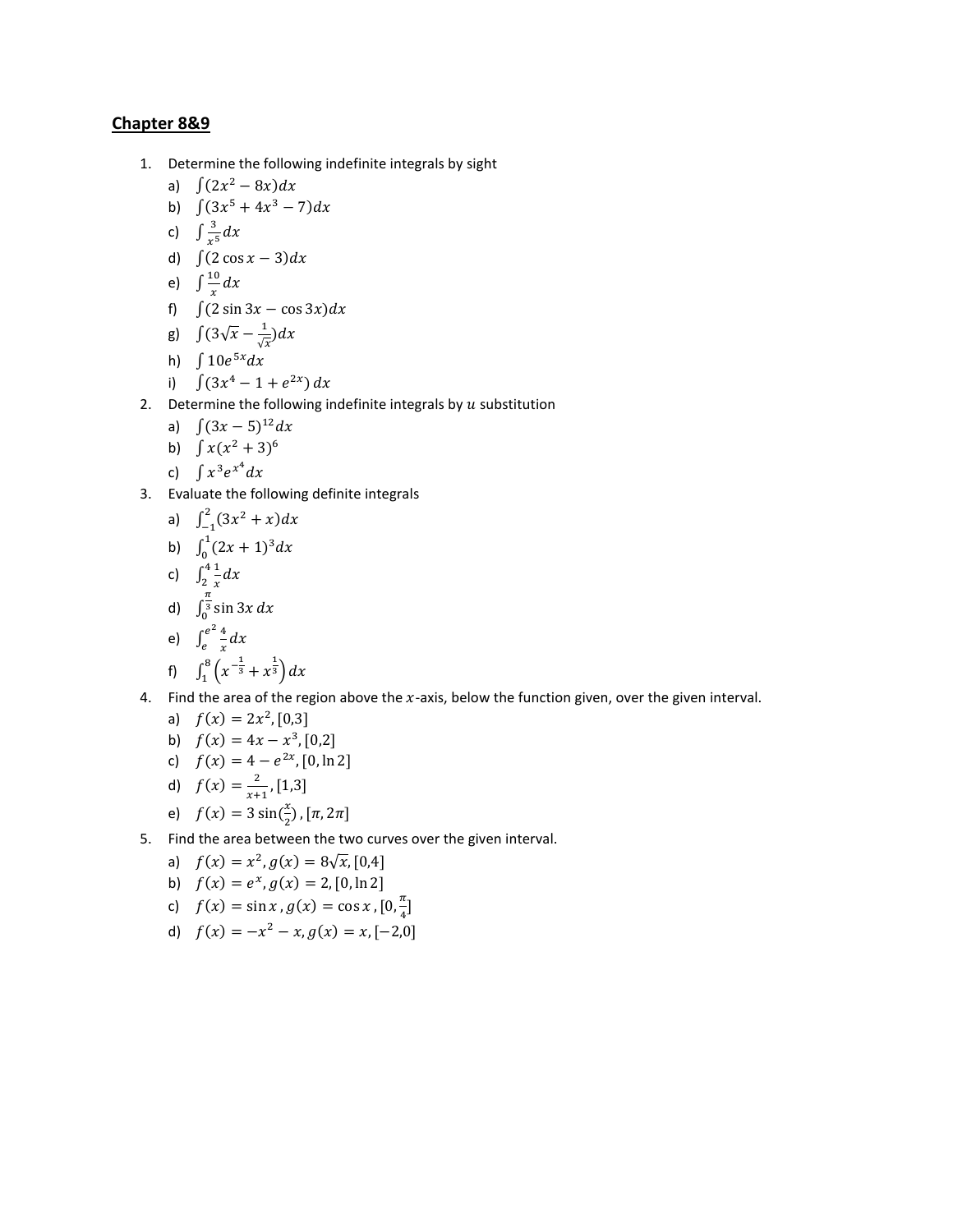## Chapter 8&9

1. Determine the following indefinite integrals by sight
   a) $\int(2x^2 - 8x)dx$
   b) $\int(3x^5 + 4x^3 - 7)dx$
   c) $\int \frac{3}{x^5}dx$
   d) $\int(2\cos x - 3)dx$
   e) $\int \frac{10}{x}dx$
   f) $\int(2\sin 3x - \cos 3x)dx$
   g) $\int(3\sqrt{x} - \frac{1}{\sqrt{x}})dx$
   h) $\int 10e^{5x}dx$
   i) $\int(3x^4 - 1 + e^{2x})\,dx$
2. Determine the following indefinite integrals by $u$ substitution
   a) $\int(3x-5)^{12}dx$
   b) $\int x(x^2+3)^6$
   c) $\int x^3 e^{x^4}dx$
3. Evaluate the following definite integrals
   a) $\int_{-1}^{2}(3x^2 + x)dx$
   b) $\int_{0}^{1}(2x+1)^3 dx$
   c) $\int_{2}^{4}\frac{1}{x}dx$
   d) $\int_{0}^{\frac{\pi}{3}}\sin 3x\,dx$
   e) $\int_{e}^{e^2}\frac{4}{x}dx$
   f) $\int_{1}^{8}\left(x^{-\frac{1}{3}} + x^{\frac{1}{3}}\right)dx$
4. Find the area of the region above the $x$-axis, below the function given, over the given interval.
   a) $f(x) = 2x^2, [0,3]$
   b) $f(x) = 4x - x^3, [0,2]$
   c) $f(x) = 4 - e^{2x}, [0, \ln 2]$
   d) $f(x) = \frac{2}{x+1}, [1,3]$
   e) $f(x) = 3\sin(\frac{x}{2}), [\pi, 2\pi]$
5. Find the area between the two curves over the given interval.
   a) $f(x) = x^2, g(x) = 8\sqrt{x}, [0,4]$
   b) $f(x) = e^x, g(x) = 2, [0, \ln 2]$
   c) $f(x) = \sin x, g(x) = \cos x, [0, \frac{\pi}{4}]$
   d) $f(x) = -x^2 - x, g(x) = x, [-2,0]$